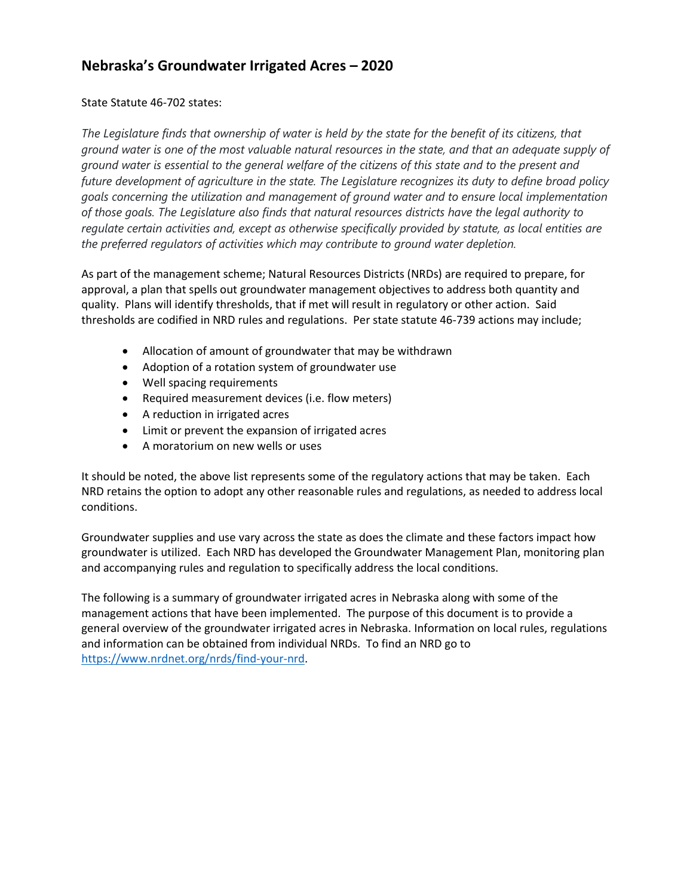# Nebraska's Groundwater Irrigated Acres – 2020

State Statute 46-702 states:

*The Legislature finds that ownership of water is held by the state for the benefit of its citizens, that ground water is one of the most valuable natural resources in the state, and that an adequate supply of ground water is essential to the general welfare of the citizens of this state and to the present and future development of agriculture in the state. The Legislature recognizes its duty to define broad policy goals concerning the utilization and management of ground water and to ensure local implementation of those goals. The Legislature also finds that natural resources districts have the legal authority to regulate certain activities and, except as otherwise specifically provided by statute, as local entities are the preferred regulators of activities which may contribute to ground water depletion.*

As part of the management scheme; Natural Resources Districts (NRDs) are required to prepare, for approval, a plan that spells out groundwater management objectives to address both quantity and quality. Plans will identify thresholds, that if met will result in regulatory or other action. Said thresholds are codified in NRD rules and regulations. Per state statute 46-739 actions may include;

- Allocation of amount of groundwater that may be withdrawn
- Adoption of a rotation system of groundwater use
- Well spacing requirements
- Required measurement devices (i.e. flow meters)
- A reduction in irrigated acres
- Limit or prevent the expansion of irrigated acres
- A moratorium on new wells or uses

It should be noted, the above list represents some of the regulatory actions that may be taken. Each NRD retains the option to adopt any other reasonable rules and regulations, as needed to address local conditions.

Groundwater supplies and use vary across the state as does the climate and these factors impact how groundwater is utilized. Each NRD has developed the Groundwater Management Plan, monitoring plan and accompanying rules and regulation to specifically address the local conditions.

The following is a summary of groundwater irrigated acres in Nebraska along with some of the management actions that have been implemented. The purpose of this document is to provide a general overview of the groundwater irrigated acres in Nebraska. Information on local rules, regulations and information can be obtained from individual NRDs. To find an NRD go to [https://www.nrdnet.org/nrds/find-your-nrd](https://www.nrdnet.org/nrds/find-your-nrd).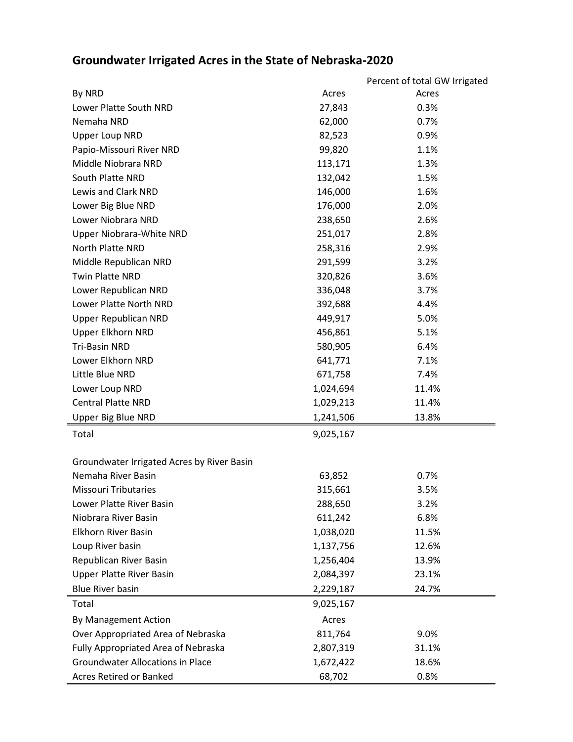# Groundwater Irrigated Acres in the State of Nebraska-2020

| By NRD | Acres | Percent of total GW Irrigated Acres |
|---|---|---|
| Lower Platte South NRD | 27,843 | 0.3% |
| Nemaha NRD | 62,000 | 0.7% |
| Upper Loup NRD | 82,523 | 0.9% |
| Papio-Missouri River NRD | 99,820 | 1.1% |
| Middle Niobrara NRD | 113,171 | 1.3% |
| South Platte NRD | 132,042 | 1.5% |
| Lewis and Clark NRD | 146,000 | 1.6% |
| Lower Big Blue NRD | 176,000 | 2.0% |
| Lower Niobrara NRD | 238,650 | 2.6% |
| Upper Niobrara-White NRD | 251,017 | 2.8% |
| North Platte NRD | 258,316 | 2.9% |
| Middle Republican NRD | 291,599 | 3.2% |
| Twin Platte NRD | 320,826 | 3.6% |
| Lower Republican NRD | 336,048 | 3.7% |
| Lower Platte North NRD | 392,688 | 4.4% |
| Upper Republican NRD | 449,917 | 5.0% |
| Upper Elkhorn NRD | 456,861 | 5.1% |
| Tri-Basin NRD | 580,905 | 6.4% |
| Lower Elkhorn NRD | 641,771 | 7.1% |
| Little Blue NRD | 671,758 | 7.4% |
| Lower Loup NRD | 1,024,694 | 11.4% |
| Central Platte NRD | 1,029,213 | 11.4% |
| Upper Big Blue NRD | 1,241,506 | 13.8% |
| Total | 9,025,167 | |

| Groundwater Irrigated Acres by River Basin | | |
|---|---|---|
| Nemaha River Basin | 63,852 | 0.7% |
| Missouri Tributaries | 315,661 | 3.5% |
| Lower Platte River Basin | 288,650 | 3.2% |
| Niobrara River Basin | 611,242 | 6.8% |
| Elkhorn River Basin | 1,038,020 | 11.5% |
| Loup River basin | 1,137,756 | 12.6% |
| Republican River Basin | 1,256,404 | 13.9% |
| Upper Platte River Basin | 2,084,397 | 23.1% |
| Blue River basin | 2,229,187 | 24.7% |
| Total | 9,025,167 | |

| By Management Action | Acres | |
|---|---|---|
| Over Appropriated Area of Nebraska | 811,764 | 9.0% |
| Fully Appropriated Area of Nebraska | 2,807,319 | 31.1% |
| Groundwater Allocations in Place | 1,672,422 | 18.6% |
| Acres Retired or Banked | 68,702 | 0.8% |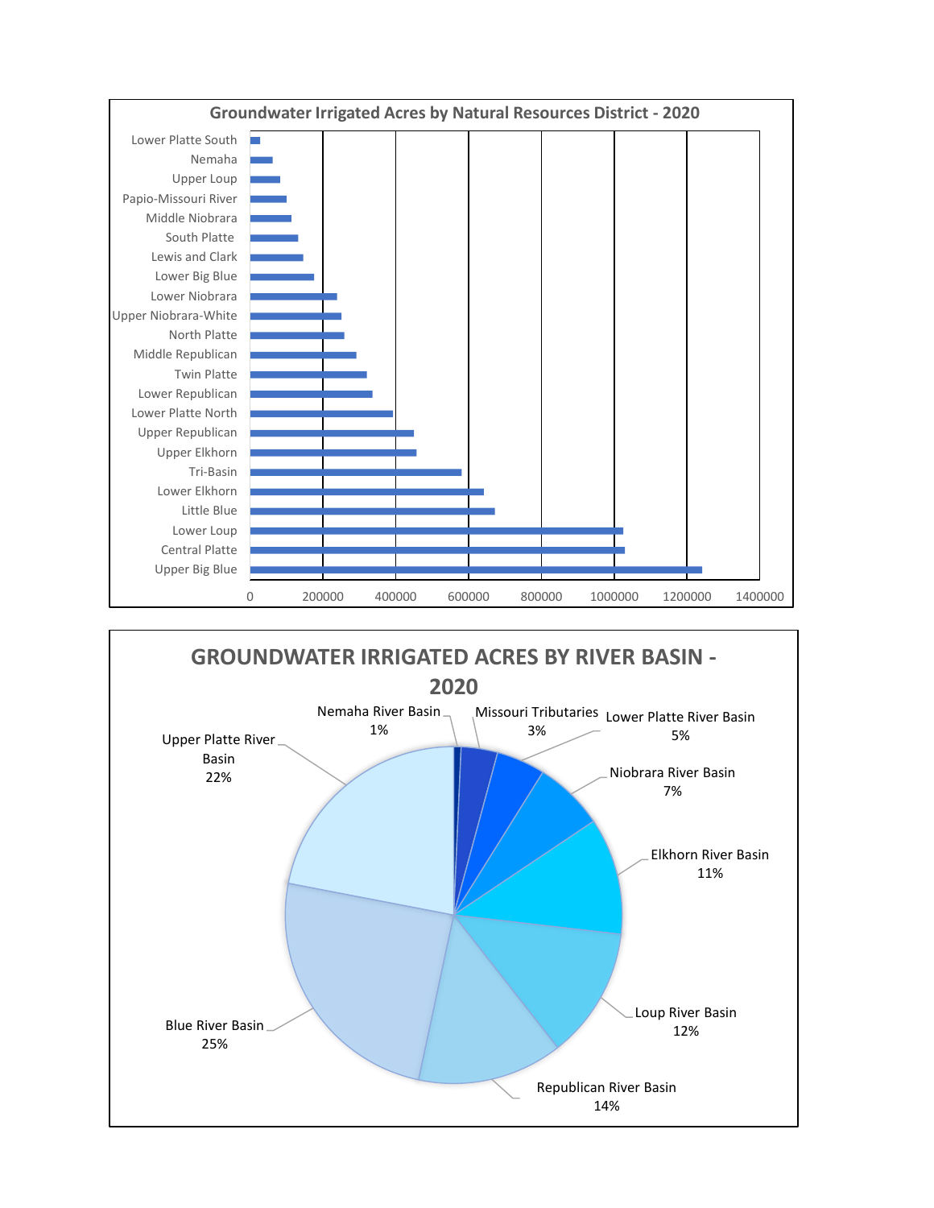## Groundwater Irrigated Acres by Natural Resources District - 2020

| Natural Resources District |
| --- |
| Lower Platte South |
| Nemaha |
| Upper Loup |
| Papio-Missouri River |
| Middle Niobrara |
| South Platte |
| Lewis and Clark |
| Lower Big Blue |
| Lower Niobrara |
| Upper Niobrara-White |
| North Platte |
| Middle Republican |
| Twin Platte |
| Lower Republican |
| Lower Platte North |
| Upper Republican |
| Upper Elkhorn |
| Tri-Basin |
| Lower Elkhorn |
| Little Blue |
| Lower Loup |
| Central Platte |
| Upper Big Blue |

## GROUNDWATER IRRIGATED ACRES BY RIVER BASIN - 2020

| River Basin | Percent |
| --- | --- |
| Nemaha River Basin | 1% |
| Missouri Tributaries | 3% |
| Lower Platte River Basin | 5% |
| Niobrara River Basin | 7% |
| Elkhorn River Basin | 11% |
| Loup River Basin | 12% |
| Republican River Basin | 14% |
| Blue River Basin | 25% |
| Upper Platte River Basin | 22% |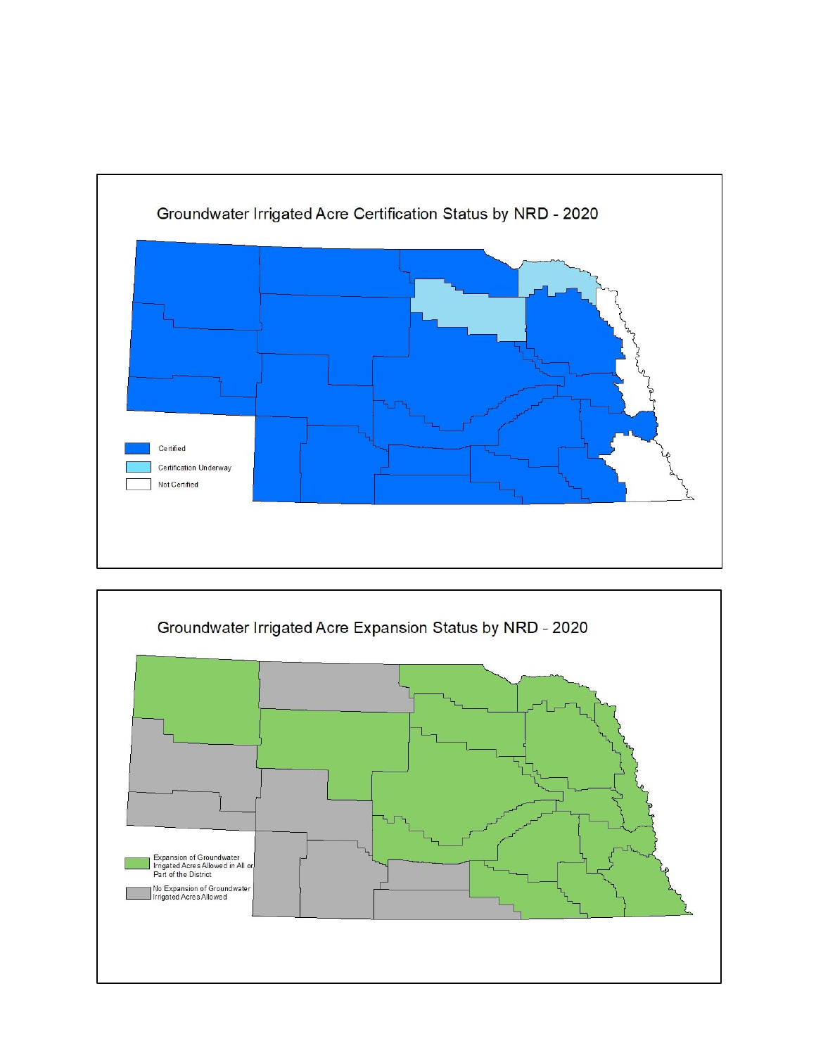## Groundwater Irrigated Acre Certification Status by NRD - 2020

- Certified
- Certification Underway
- Not Certified

## Groundwater Irrigated Acre Expansion Status by NRD - 2020

- Expansion of Groundwater Irrigated Acres Allowed in All or Part of the District
- No Expansion of Groundwater Irrigated Acres Allowed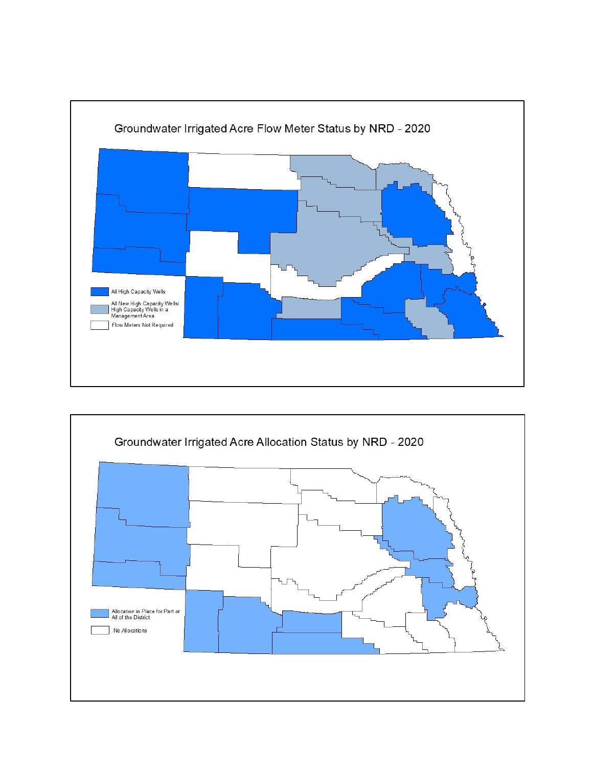Groundwater Irrigated Acre Flow Meter Status by NRD - 2020

All High Capacity Wells

All New High Capacity Wells/ High Capacity Wells in a Management Area

Flow Meters Not Required

Groundwater Irrigated Acre Allocation Status by NRD - 2020

Allocation in Place for Part or All of the District

No Allocations